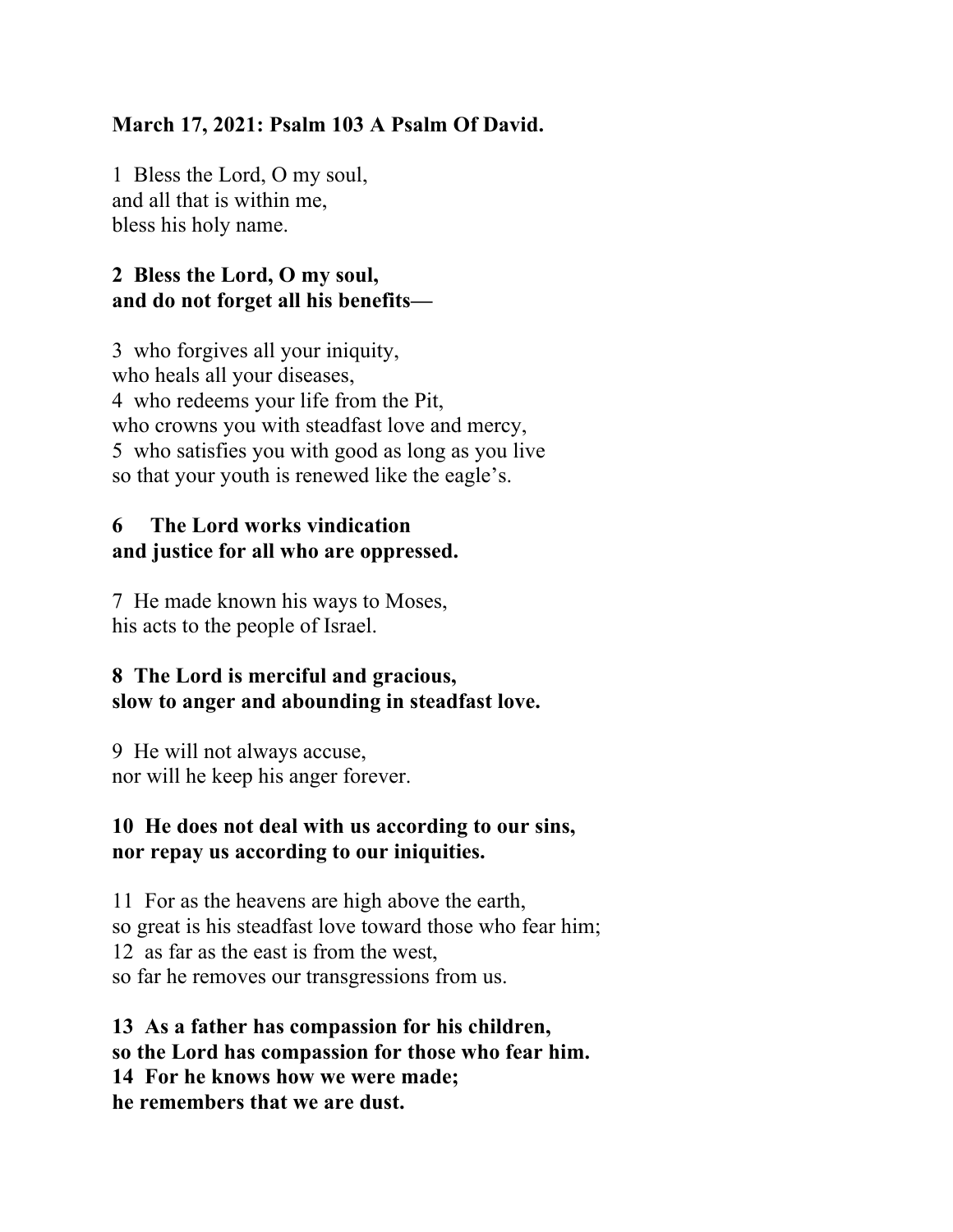**March 17, 2021: Psalm 103 A Psalm Of David.**

1 Bless the Lord, O my soul,
and all that is within me,
bless his holy name.

**2 Bless the Lord, O my soul,**
**and do not forget all his benefits—**

3 who forgives all your iniquity,
who heals all your diseases,
4 who redeems your life from the Pit,
who crowns you with steadfast love and mercy,
5 who satisfies you with good as long as you live
so that your youth is renewed like the eagle's.

**6 The Lord works vindication**
**and justice for all who are oppressed.**

7 He made known his ways to Moses,
his acts to the people of Israel.

**8 The Lord is merciful and gracious,**
**slow to anger and abounding in steadfast love.**

9 He will not always accuse,
nor will he keep his anger forever.

**10 He does not deal with us according to our sins,**
**nor repay us according to our iniquities.**

11 For as the heavens are high above the earth,
so great is his steadfast love toward those who fear him;
12 as far as the east is from the west,
so far he removes our transgressions from us.

**13 As a father has compassion for his children,**
**so the Lord has compassion for those who fear him.**
**14 For he knows how we were made;**
**he remembers that we are dust.**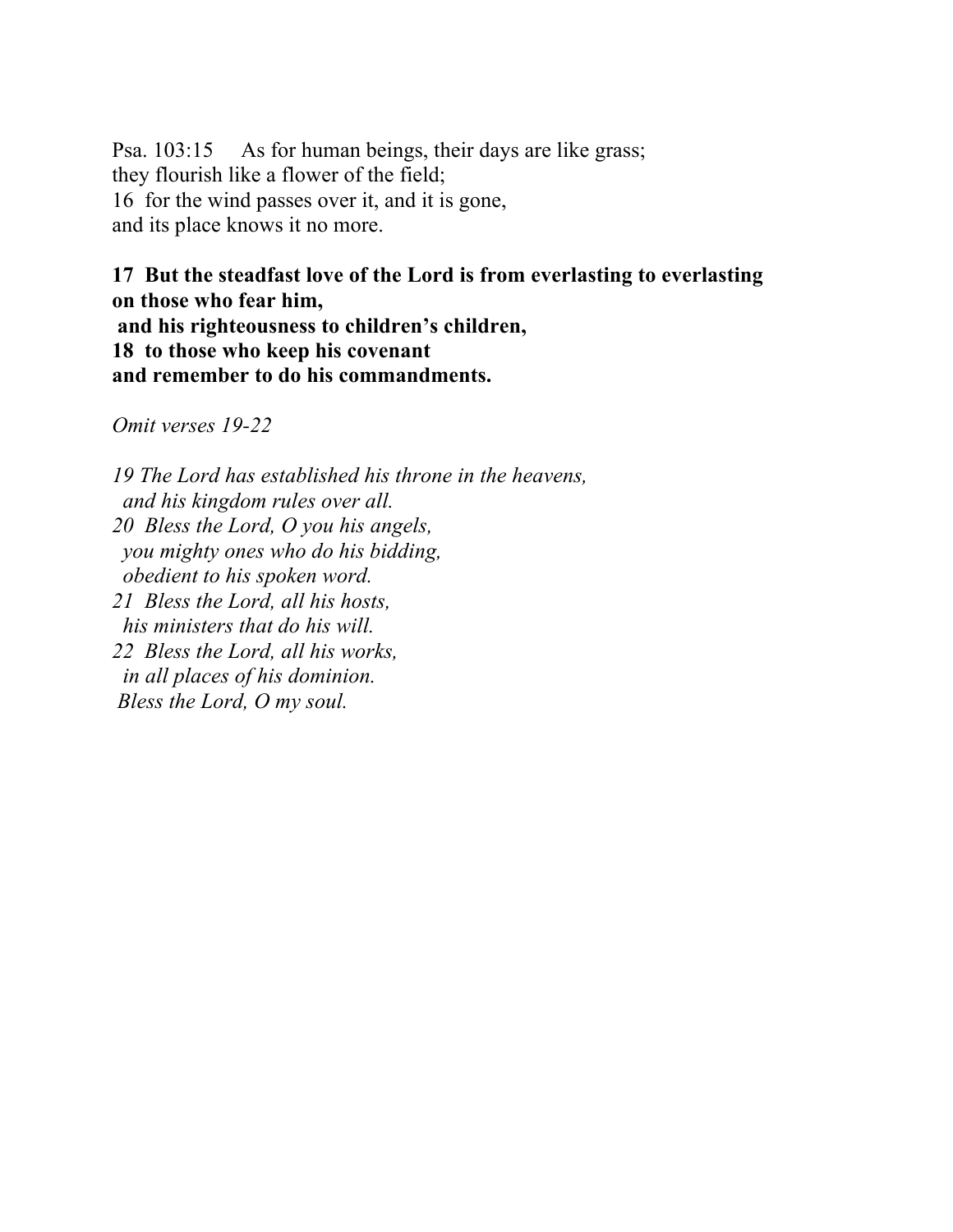Psa. 103:15 As for human beings, their days are like grass;
they flourish like a flower of the field;
16 for the wind passes over it, and it is gone,
and its place knows it no more.

**17 But the steadfast love of the Lord is from everlasting to everlasting**
**on those who fear him,**
**and his righteousness to children's children,**
**18 to those who keep his covenant**
**and remember to do his commandments.**

*Omit verses 19-22*

*19 The Lord has established his throne in the heavens,*
*and his kingdom rules over all.*
*20 Bless the Lord, O you his angels,*
*you mighty ones who do his bidding,*
*obedient to his spoken word.*
*21 Bless the Lord, all his hosts,*
*his ministers that do his will.*
*22 Bless the Lord, all his works,*
*in all places of his dominion.*
*Bless the Lord, O my soul.*